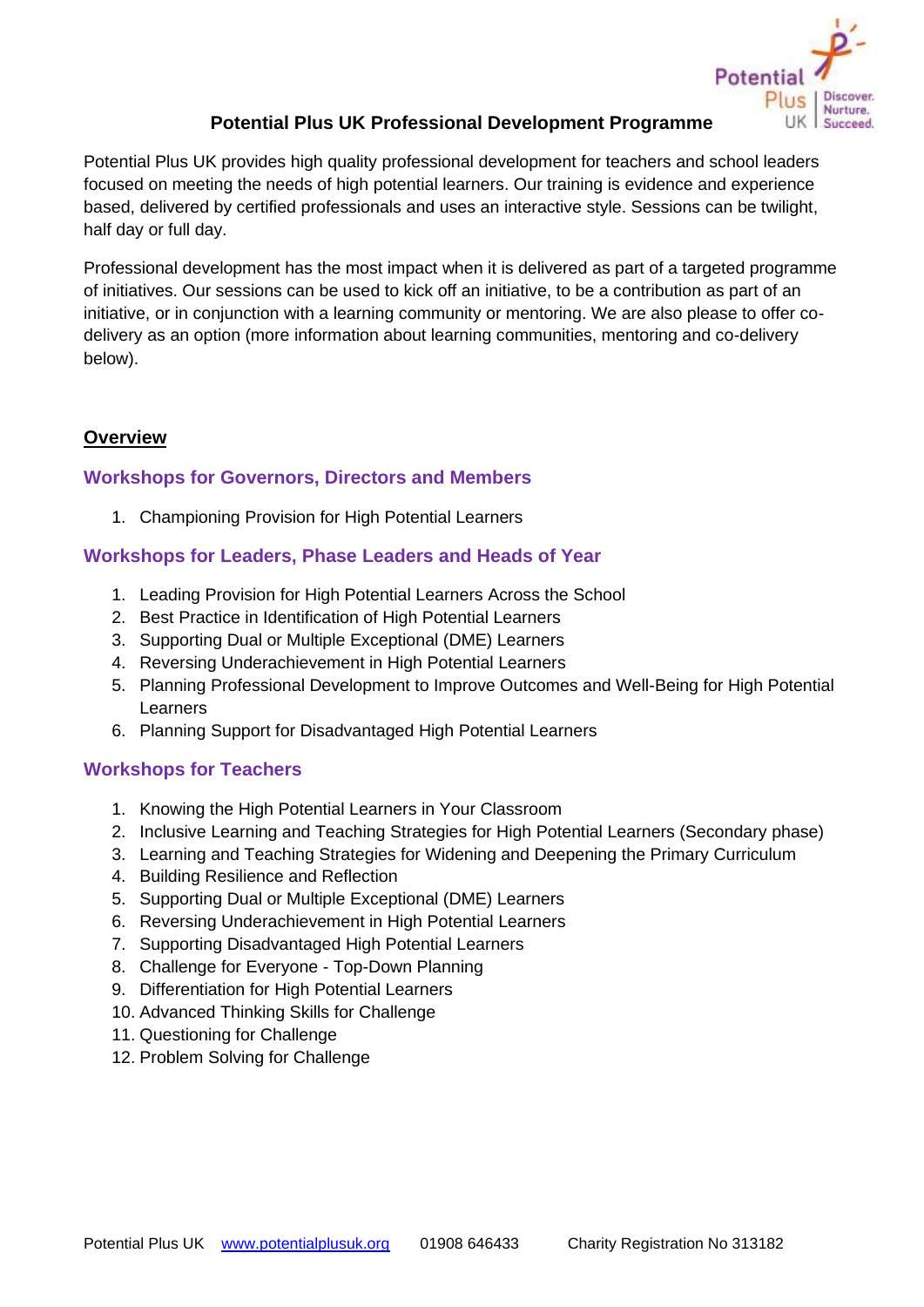# Potential Plus UK Professional Development Programme

Potential Plus UK provides high quality professional development for teachers and school leaders focused on meeting the needs of high potential learners. Our training is evidence and experience based, delivered by certified professionals and uses an interactive style. Sessions can be twilight, half day or full day.

Professional development has the most impact when it is delivered as part of a targeted programme of initiatives. Our sessions can be used to kick off an initiative, to be a contribution as part of an initiative, or in conjunction with a learning community or mentoring. We are also please to offer co-delivery as an option (more information about learning communities, mentoring and co-delivery below).

## Overview

### Workshops for Governors, Directors and Members

1. Championing Provision for High Potential Learners

### Workshops for Leaders, Phase Leaders and Heads of Year

1. Leading Provision for High Potential Learners Across the School
2. Best Practice in Identification of High Potential Learners
3. Supporting Dual or Multiple Exceptional (DME) Learners
4. Reversing Underachievement in High Potential Learners
5. Planning Professional Development to Improve Outcomes and Well-Being for High Potential Learners
6. Planning Support for Disadvantaged High Potential Learners

### Workshops for Teachers

1. Knowing the High Potential Learners in Your Classroom
2. Inclusive Learning and Teaching Strategies for High Potential Learners (Secondary phase)
3. Learning and Teaching Strategies for Widening and Deepening the Primary Curriculum
4. Building Resilience and Reflection
5. Supporting Dual or Multiple Exceptional (DME) Learners
6. Reversing Underachievement in High Potential Learners
7. Supporting Disadvantaged High Potential Learners
8. Challenge for Everyone - Top-Down Planning
9. Differentiation for High Potential Learners
10. Advanced Thinking Skills for Challenge
11. Questioning for Challenge
12. Problem Solving for Challenge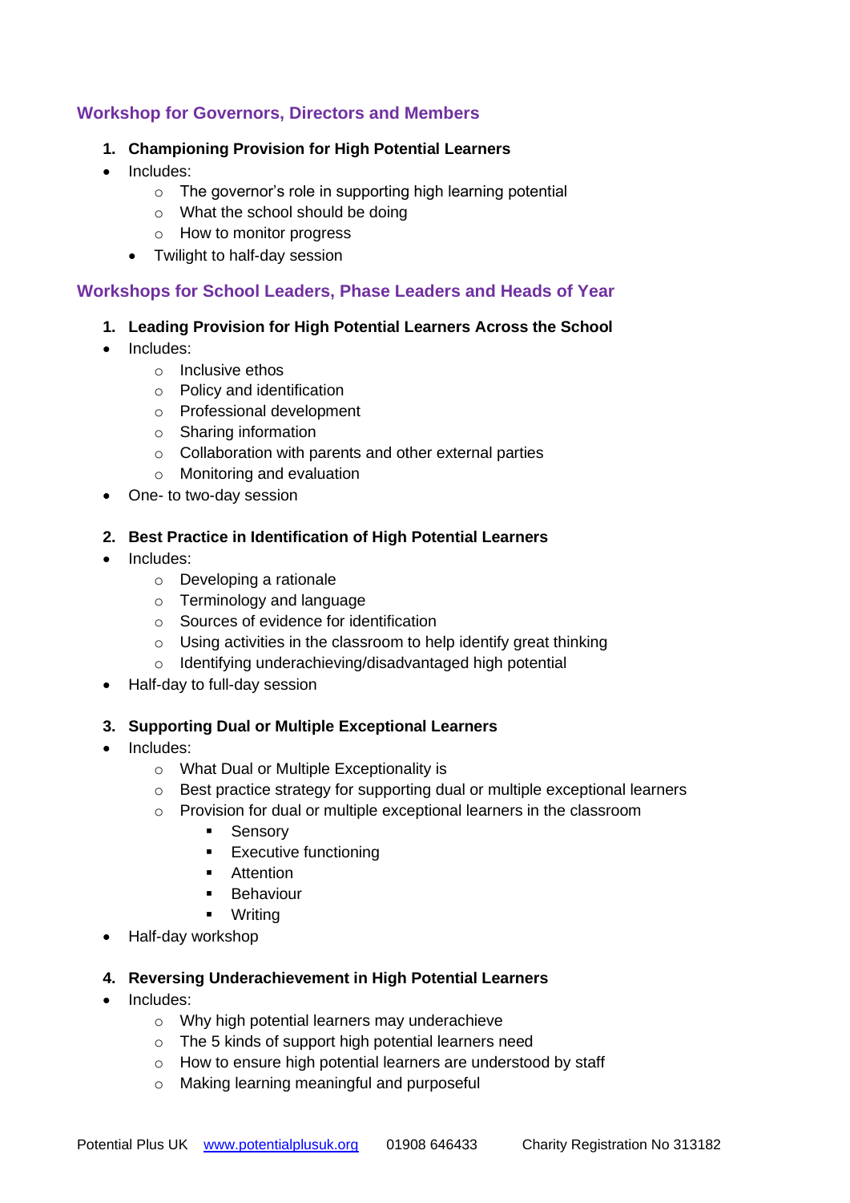## Workshop for Governors, Directors and Members

1. **Championing Provision for High Potential Learners**

- Includes:
  - The governor's role in supporting high learning potential
  - What the school should be doing
  - How to monitor progress
  - Twilight to half-day session

## Workshops for School Leaders, Phase Leaders and Heads of Year

1. **Leading Provision for High Potential Learners Across the School**

- Includes:
  - Inclusive ethos
  - Policy and identification
  - Professional development
  - Sharing information
  - Collaboration with parents and other external parties
  - Monitoring and evaluation
- One- to two-day session

2. **Best Practice in Identification of High Potential Learners**

- Includes:
  - Developing a rationale
  - Terminology and language
  - Sources of evidence for identification
  - Using activities in the classroom to help identify great thinking
  - Identifying underachieving/disadvantaged high potential
- Half-day to full-day session

3. **Supporting Dual or Multiple Exceptional Learners**

- Includes:
  - What Dual or Multiple Exceptionality is
  - Best practice strategy for supporting dual or multiple exceptional learners
  - Provision for dual or multiple exceptional learners in the classroom
    - Sensory
    - Executive functioning
    - Attention
    - Behaviour
    - Writing
- Half-day workshop

4. **Reversing Underachievement in High Potential Learners**

- Includes:
  - Why high potential learners may underachieve
  - The 5 kinds of support high potential learners need
  - How to ensure high potential learners are understood by staff
  - Making learning meaningful and purposeful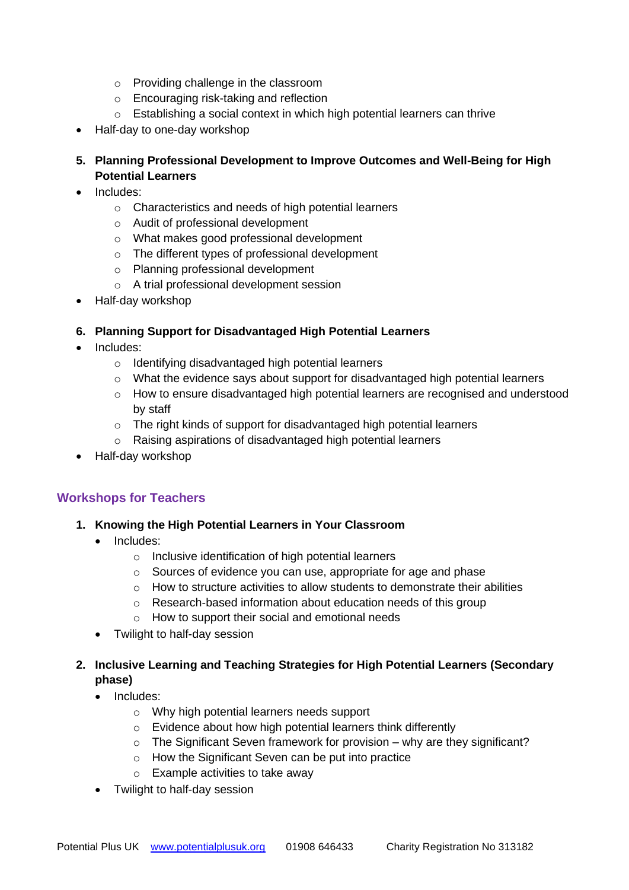- Providing challenge in the classroom
  - Encouraging risk-taking and reflection
  - Establishing a social context in which high potential learners can thrive
- Half-day to one-day workshop

**5. Planning Professional Development to Improve Outcomes and Well-Being for High Potential Learners**

- Includes:
  - Characteristics and needs of high potential learners
  - Audit of professional development
  - What makes good professional development
  - The different types of professional development
  - Planning professional development
  - A trial professional development session
- Half-day workshop

**6. Planning Support for Disadvantaged High Potential Learners**

- Includes:
  - Identifying disadvantaged high potential learners
  - What the evidence says about support for disadvantaged high potential learners
  - How to ensure disadvantaged high potential learners are recognised and understood by staff
  - The right kinds of support for disadvantaged high potential learners
  - Raising aspirations of disadvantaged high potential learners
- Half-day workshop

## Workshops for Teachers

**1. Knowing the High Potential Learners in Your Classroom**

- Includes:
  - Inclusive identification of high potential learners
  - Sources of evidence you can use, appropriate for age and phase
  - How to structure activities to allow students to demonstrate their abilities
  - Research-based information about education needs of this group
  - How to support their social and emotional needs
- Twilight to half-day session

**2. Inclusive Learning and Teaching Strategies for High Potential Learners (Secondary phase)**

- Includes:
  - Why high potential learners needs support
  - Evidence about how high potential learners think differently
  - The Significant Seven framework for provision – why are they significant?
  - How the Significant Seven can be put into practice
  - Example activities to take away
- Twilight to half-day session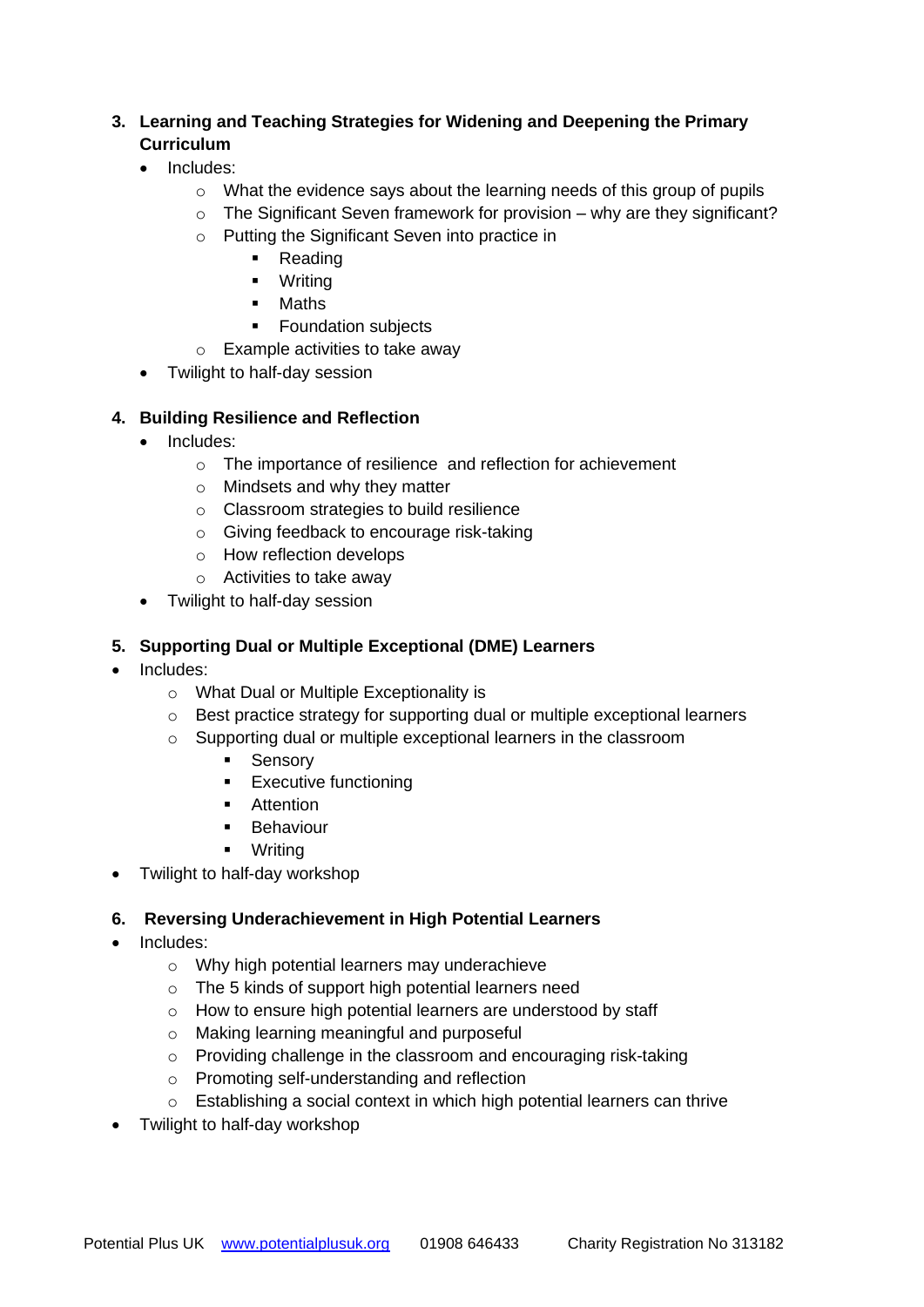3. **Learning and Teaching Strategies for Widening and Deepening the Primary Curriculum**
    - Includes:
        - What the evidence says about the learning needs of this group of pupils
        - The Significant Seven framework for provision – why are they significant?
        - Putting the Significant Seven into practice in
            - Reading
            - Writing
            - Maths
            - Foundation subjects
        - Example activities to take away
    - Twilight to half-day session

4. **Building Resilience and Reflection**
    - Includes:
        - The importance of resilience and reflection for achievement
        - Mindsets and why they matter
        - Classroom strategies to build resilience
        - Giving feedback to encourage risk-taking
        - How reflection develops
        - Activities to take away
    - Twilight to half-day session

5. **Supporting Dual or Multiple Exceptional (DME) Learners**

- Includes:
    - What Dual or Multiple Exceptionality is
    - Best practice strategy for supporting dual or multiple exceptional learners
    - Supporting dual or multiple exceptional learners in the classroom
        - Sensory
        - Executive functioning
        - Attention
        - Behaviour
        - Writing
- Twilight to half-day workshop

6. **Reversing Underachievement in High Potential Learners**

- Includes:
    - Why high potential learners may underachieve
    - The 5 kinds of support high potential learners need
    - How to ensure high potential learners are understood by staff
    - Making learning meaningful and purposeful
    - Providing challenge in the classroom and encouraging risk-taking
    - Promoting self-understanding and reflection
    - Establishing a social context in which high potential learners can thrive
- Twilight to half-day workshop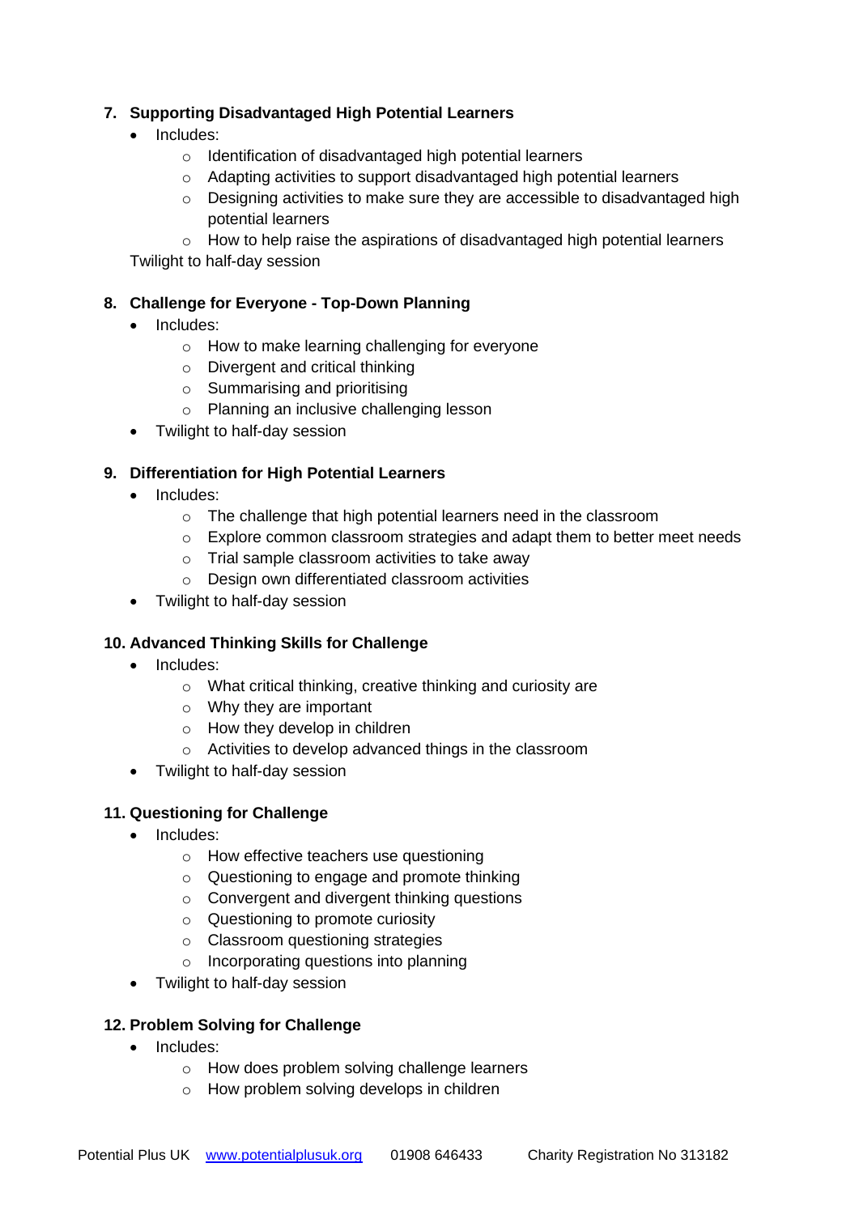7. **Supporting Disadvantaged High Potential Learners**
   - Includes:
     - Identification of disadvantaged high potential learners
     - Adapting activities to support disadvantaged high potential learners
     - Designing activities to make sure they are accessible to disadvantaged high potential learners
     - How to help raise the aspirations of disadvantaged high potential learners

   Twilight to half-day session

8. **Challenge for Everyone - Top-Down Planning**
   - Includes:
     - How to make learning challenging for everyone
     - Divergent and critical thinking
     - Summarising and prioritising
     - Planning an inclusive challenging lesson
   - Twilight to half-day session

9. **Differentiation for High Potential Learners**
   - Includes:
     - The challenge that high potential learners need in the classroom
     - Explore common classroom strategies and adapt them to better meet needs
     - Trial sample classroom activities to take away
     - Design own differentiated classroom activities
   - Twilight to half-day session

10. **Advanced Thinking Skills for Challenge**
    - Includes:
      - What critical thinking, creative thinking and curiosity are
      - Why they are important
      - How they develop in children
      - Activities to develop advanced things in the classroom
    - Twilight to half-day session

11. **Questioning for Challenge**
    - Includes:
      - How effective teachers use questioning
      - Questioning to engage and promote thinking
      - Convergent and divergent thinking questions
      - Questioning to promote curiosity
      - Classroom questioning strategies
      - Incorporating questions into planning
    - Twilight to half-day session

12. **Problem Solving for Challenge**
    - Includes:
      - How does problem solving challenge learners
      - How problem solving develops in children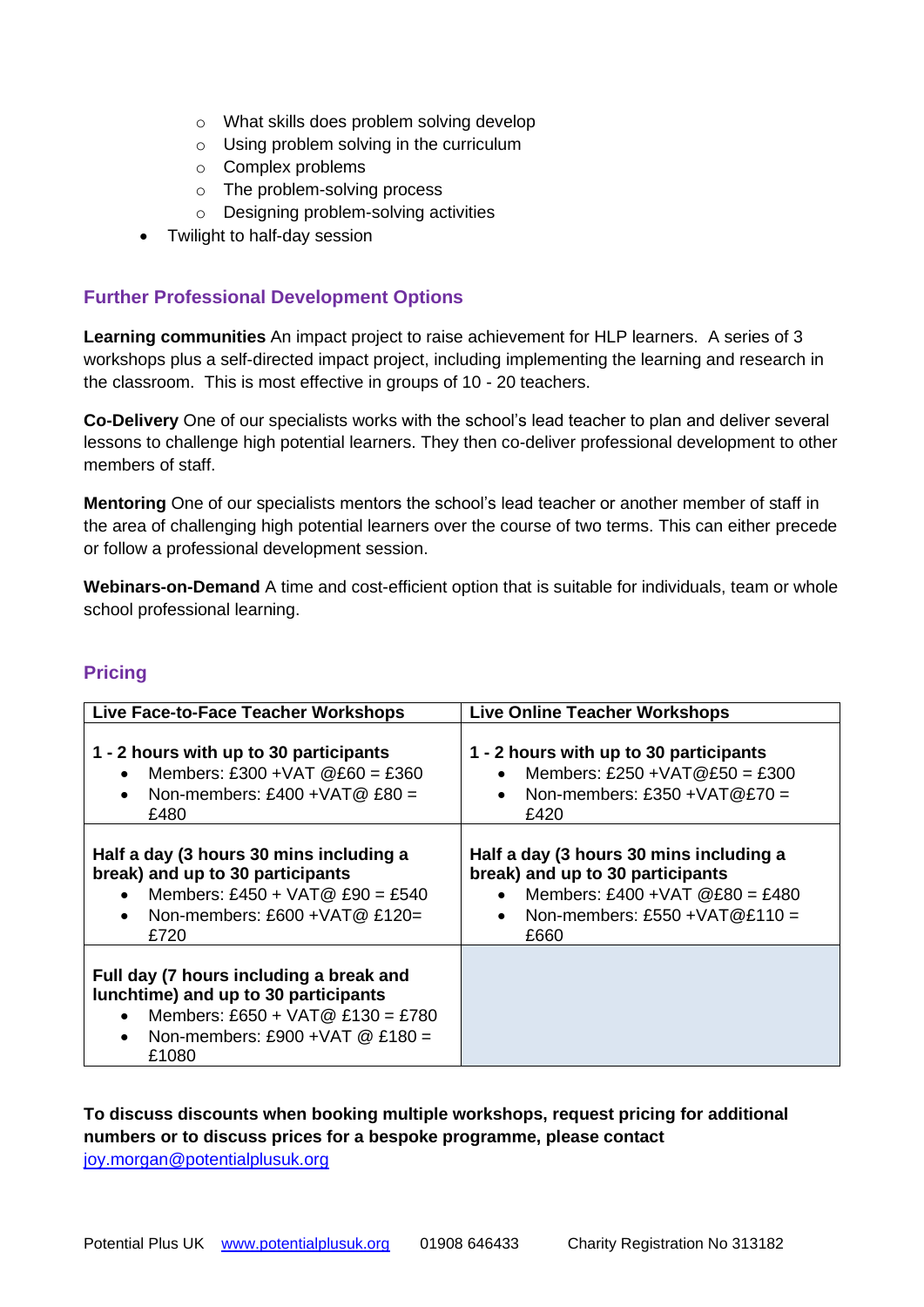- What skills does problem solving develop
  - Using problem solving in the curriculum
  - Complex problems
  - The problem-solving process
  - Designing problem-solving activities
- Twilight to half-day session

## Further Professional Development Options

**Learning communities** An impact project to raise achievement for HLP learners. A series of 3 workshops plus a self-directed impact project, including implementing the learning and research in the classroom. This is most effective in groups of 10 - 20 teachers.

**Co-Delivery** One of our specialists works with the school's lead teacher to plan and deliver several lessons to challenge high potential learners. They then co-deliver professional development to other members of staff.

**Mentoring** One of our specialists mentors the school's lead teacher or another member of staff in the area of challenging high potential learners over the course of two terms. This can either precede or follow a professional development session.

**Webinars-on-Demand** A time and cost-efficient option that is suitable for individuals, team or whole school professional learning.

## Pricing

| Live Face-to-Face Teacher Workshops | Live Online Teacher Workshops |
|---|---|
| **1 - 2 hours with up to 30 participants**<br>• Members: £300 +VAT @£60 = £360<br>• Non-members: £400 +VAT@ £80 = £480 | **1 - 2 hours with up to 30 participants**<br>• Members: £250 +VAT@£50 = £300<br>• Non-members: £350 +VAT@£70 = £420 |
| **Half a day (3 hours 30 mins including a break) and up to 30 participants**<br>• Members: £450 + VAT@ £90 = £540<br>• Non-members: £600 +VAT@ £120= £720 | **Half a day (3 hours 30 mins including a break) and up to 30 participants**<br>• Members: £400 +VAT @£80 = £480<br>• Non-members: £550 +VAT@£110 = £660 |
| **Full day (7 hours including a break and lunchtime) and up to 30 participants**<br>• Members: £650 + VAT@ £130 = £780<br>• Non-members: £900 +VAT @ £180 = £1080 | |

**To discuss discounts when booking multiple workshops, request pricing for additional numbers or to discuss prices for a bespoke programme, please contact** joy.morgan@potentialplusuk.org

Potential Plus UK www.potentialplusuk.org 01908 646433 Charity Registration No 313182